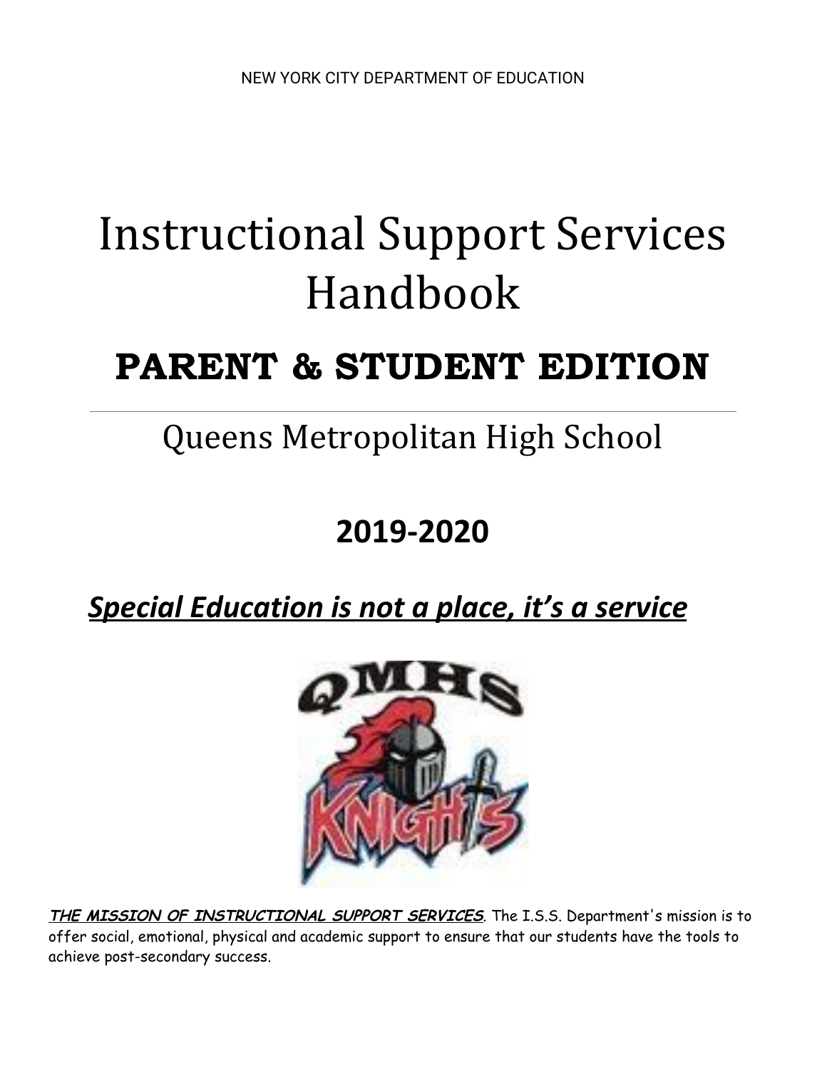NEW YORK CITY DEPARTMENT OF EDUCATION

# Instructional Support Services Handbook

## PARENT & STUDENT EDITION

---

## Queens Metropolitan High School

## 2019-2020

***Special Education is not a place, it's a service***

***THE MISSION OF INSTRUCTIONAL SUPPORT SERVICES***. The I.S.S. Department's mission is to offer social, emotional, physical and academic support to ensure that our students have the tools to achieve post-secondary success.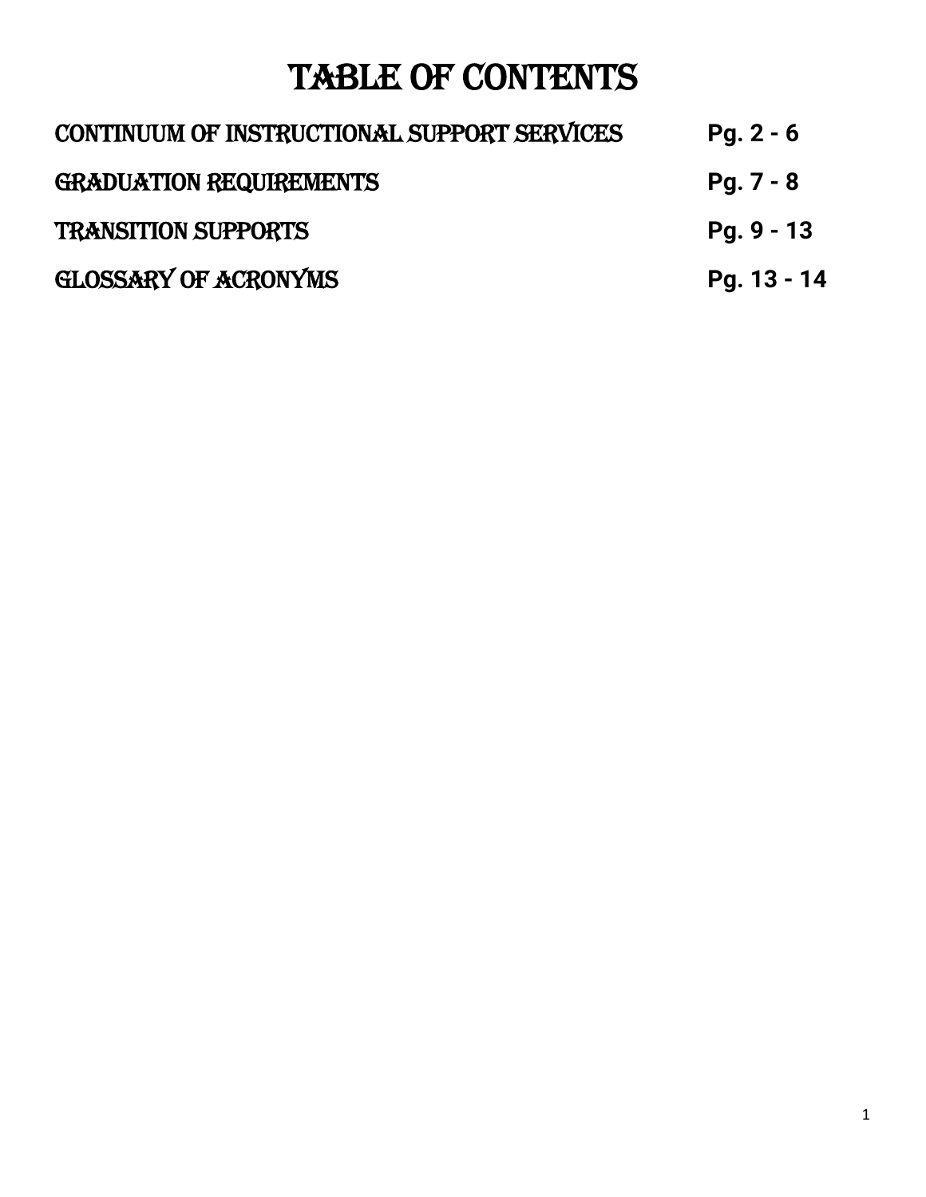# TABLE OF CONTENTS

| | |
|---|---|
| CONTINUUM OF INSTRUCTIONAL SUPPORT SERVICES | **Pg. 2 - 6** |
| GRADUATION REQUIREMENTS | **Pg. 7 - 8** |
| TRANSITION SUPPORTS | **Pg. 9 - 13** |
| GLOSSARY OF ACRONYMS | **Pg. 13 - 14** |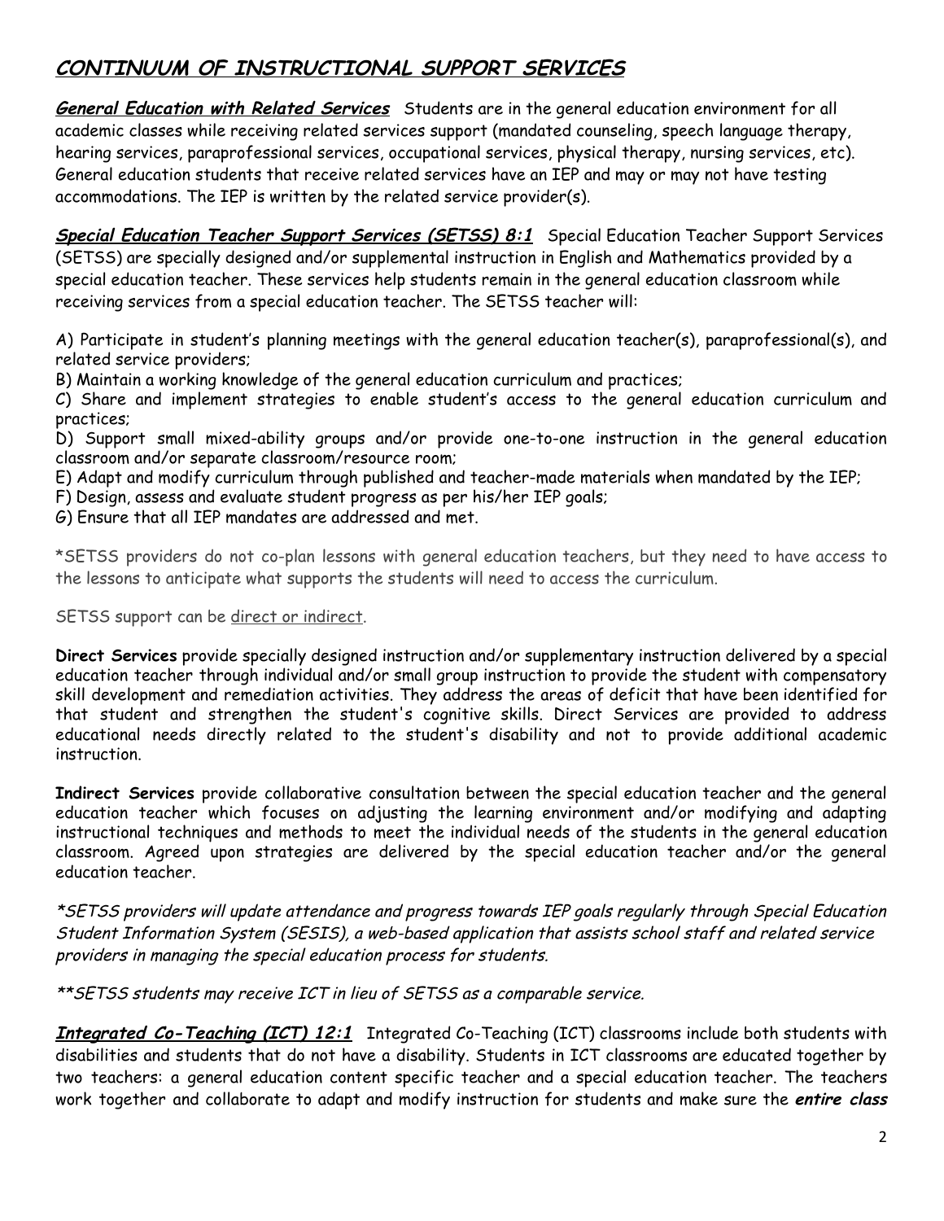## CONTINUUM OF INSTRUCTIONAL SUPPORT SERVICES

***General Education with Related Services*** Students are in the general education environment for all academic classes while receiving related services support (mandated counseling, speech language therapy, hearing services, paraprofessional services, occupational services, physical therapy, nursing services, etc). General education students that receive related services have an IEP and may or may not have testing accommodations. The IEP is written by the related service provider(s).

***Special Education Teacher Support Services (SETSS) 8:1*** Special Education Teacher Support Services (SETSS) are specially designed and/or supplemental instruction in English and Mathematics provided by a special education teacher. These services help students remain in the general education classroom while receiving services from a special education teacher. The SETSS teacher will:

A) Participate in student's planning meetings with the general education teacher(s), paraprofessional(s), and related service providers;
B) Maintain a working knowledge of the general education curriculum and practices;
C) Share and implement strategies to enable student's access to the general education curriculum and practices;
D) Support small mixed-ability groups and/or provide one-to-one instruction in the general education classroom and/or separate classroom/resource room;
E) Adapt and modify curriculum through published and teacher-made materials when mandated by the IEP;
F) Design, assess and evaluate student progress as per his/her IEP goals;
G) Ensure that all IEP mandates are addressed and met.

*SETSS providers do not co-plan lessons with general education teachers, but they need to have access to the lessons to anticipate what supports the students will need to access the curriculum.

SETSS support can be direct or indirect.

**Direct Services** provide specially designed instruction and/or supplementary instruction delivered by a special education teacher through individual and/or small group instruction to provide the student with compensatory skill development and remediation activities. They address the areas of deficit that have been identified for that student and strengthen the student's cognitive skills. Direct Services are provided to address educational needs directly related to the student's disability and not to provide additional academic instruction.

**Indirect Services** provide collaborative consultation between the special education teacher and the general education teacher which focuses on adjusting the learning environment and/or modifying and adapting instructional techniques and methods to meet the individual needs of the students in the general education classroom. Agreed upon strategies are delivered by the special education teacher and/or the general education teacher.

*\*SETSS providers will update attendance and progress towards IEP goals regularly through Special Education Student Information System (SESIS), a web-based application that assists school staff and related service providers in managing the special education process for students.*

*\*\*SETSS students may receive ICT in lieu of SETSS as a comparable service.*

***Integrated Co-Teaching (ICT) 12:1*** Integrated Co-Teaching (ICT) classrooms include both students with disabilities and students that do not have a disability. Students in ICT classrooms are educated together by two teachers: a general education content specific teacher and a special education teacher. The teachers work together and collaborate to adapt and modify instruction for students and make sure the ***entire class***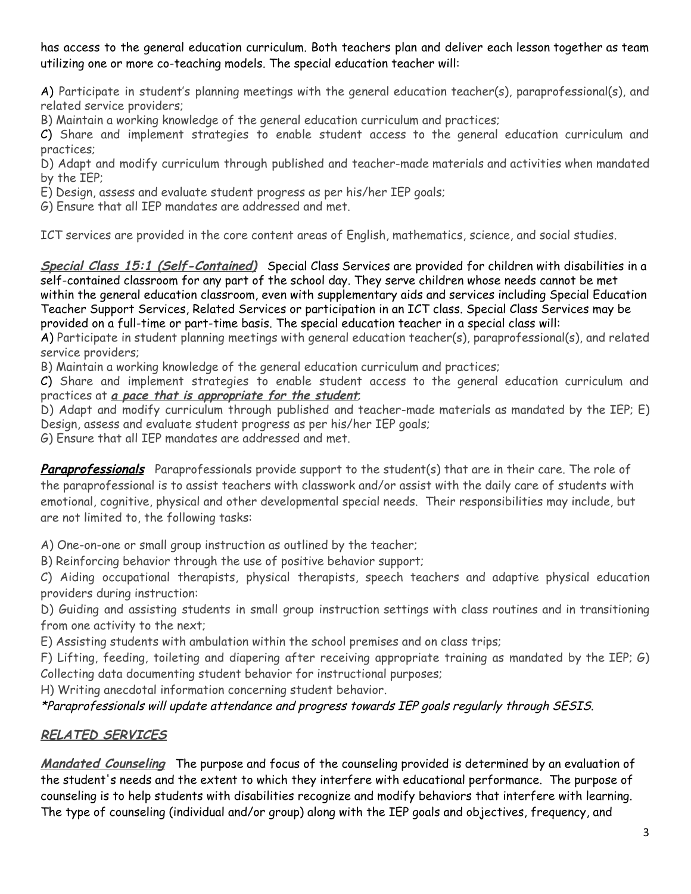has access to the general education curriculum. Both teachers plan and deliver each lesson together as team utilizing one or more co-teaching models. The special education teacher will:

A) Participate in student's planning meetings with the general education teacher(s), paraprofessional(s), and related service providers;
B) Maintain a working knowledge of the general education curriculum and practices;
C) Share and implement strategies to enable student access to the general education curriculum and practices;
D) Adapt and modify curriculum through published and teacher-made materials and activities when mandated by the IEP;
E) Design, assess and evaluate student progress as per his/her IEP goals;
G) Ensure that all IEP mandates are addressed and met.

ICT services are provided in the core content areas of English, mathematics, science, and social studies.

***Special Class 15:1 (Self-Contained)*** Special Class Services are provided for children with disabilities in a self-contained classroom for any part of the school day. They serve children whose needs cannot be met within the general education classroom, even with supplementary aids and services including Special Education Teacher Support Services, Related Services or participation in an ICT class. Special Class Services may be provided on a full-time or part-time basis. The special education teacher in a special class will:
A) Participate in student planning meetings with general education teacher(s), paraprofessional(s), and related service providers;
B) Maintain a working knowledge of the general education curriculum and practices;
C) Share and implement strategies to enable student access to the general education curriculum and practices at ***a pace that is appropriate for the student***;
D) Adapt and modify curriculum through published and teacher-made materials as mandated by the IEP; E) Design, assess and evaluate student progress as per his/her IEP goals;
G) Ensure that all IEP mandates are addressed and met.

***Paraprofessionals*** Paraprofessionals provide support to the student(s) that are in their care. The role of the paraprofessional is to assist teachers with classwork and/or assist with the daily care of students with emotional, cognitive, physical and other developmental special needs. Their responsibilities may include, but are not limited to, the following tasks:

A) One-on-one or small group instruction as outlined by the teacher;
B) Reinforcing behavior through the use of positive behavior support;
C) Aiding occupational therapists, physical therapists, speech teachers and adaptive physical education providers during instruction:
D) Guiding and assisting students in small group instruction settings with class routines and in transitioning from one activity to the next;
E) Assisting students with ambulation within the school premises and on class trips;
F) Lifting, feeding, toileting and diapering after receiving appropriate training as mandated by the IEP; G) Collecting data documenting student behavior for instructional purposes;
H) Writing anecdotal information concerning student behavior.
*\*Paraprofessionals will update attendance and progress towards IEP goals regularly through SESIS.*

## ***RELATED SERVICES***

***Mandated Counseling*** The purpose and focus of the counseling provided is determined by an evaluation of the student's needs and the extent to which they interfere with educational performance. The purpose of counseling is to help students with disabilities recognize and modify behaviors that interfere with learning. The type of counseling (individual and/or group) along with the IEP goals and objectives, frequency, and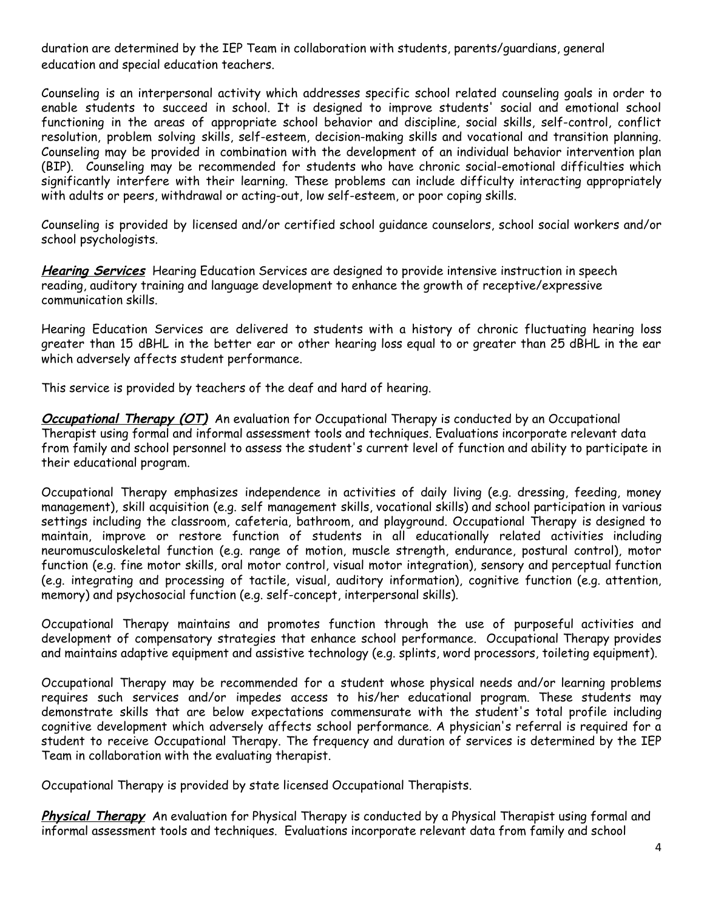duration are determined by the IEP Team in collaboration with students, parents/guardians, general education and special education teachers.

Counseling is an interpersonal activity which addresses specific school related counseling goals in order to enable students to succeed in school. It is designed to improve students' social and emotional school functioning in the areas of appropriate school behavior and discipline, social skills, self-control, conflict resolution, problem solving skills, self-esteem, decision-making skills and vocational and transition planning. Counseling may be provided in combination with the development of an individual behavior intervention plan (BIP). Counseling may be recommended for students who have chronic social-emotional difficulties which significantly interfere with their learning. These problems can include difficulty interacting appropriately with adults or peers, withdrawal or acting-out, low self-esteem, or poor coping skills.

Counseling is provided by licensed and/or certified school guidance counselors, school social workers and/or school psychologists.

***Hearing Services*** Hearing Education Services are designed to provide intensive instruction in speech reading, auditory training and language development to enhance the growth of receptive/expressive communication skills.

Hearing Education Services are delivered to students with a history of chronic fluctuating hearing loss greater than 15 dBHL in the better ear or other hearing loss equal to or greater than 25 dBHL in the ear which adversely affects student performance.

This service is provided by teachers of the deaf and hard of hearing.

***Occupational Therapy (OT)*** An evaluation for Occupational Therapy is conducted by an Occupational Therapist using formal and informal assessment tools and techniques. Evaluations incorporate relevant data from family and school personnel to assess the student's current level of function and ability to participate in their educational program.

Occupational Therapy emphasizes independence in activities of daily living (e.g. dressing, feeding, money management), skill acquisition (e.g. self management skills, vocational skills) and school participation in various settings including the classroom, cafeteria, bathroom, and playground. Occupational Therapy is designed to maintain, improve or restore function of students in all educationally related activities including neuromusculoskeletal function (e.g. range of motion, muscle strength, endurance, postural control), motor function (e.g. fine motor skills, oral motor control, visual motor integration), sensory and perceptual function (e.g. integrating and processing of tactile, visual, auditory information), cognitive function (e.g. attention, memory) and psychosocial function (e.g. self-concept, interpersonal skills).

Occupational Therapy maintains and promotes function through the use of purposeful activities and development of compensatory strategies that enhance school performance. Occupational Therapy provides and maintains adaptive equipment and assistive technology (e.g. splints, word processors, toileting equipment).

Occupational Therapy may be recommended for a student whose physical needs and/or learning problems requires such services and/or impedes access to his/her educational program. These students may demonstrate skills that are below expectations commensurate with the student's total profile including cognitive development which adversely affects school performance. A physician's referral is required for a student to receive Occupational Therapy. The frequency and duration of services is determined by the IEP Team in collaboration with the evaluating therapist.

Occupational Therapy is provided by state licensed Occupational Therapists.

***Physical Therapy*** An evaluation for Physical Therapy is conducted by a Physical Therapist using formal and informal assessment tools and techniques. Evaluations incorporate relevant data from family and school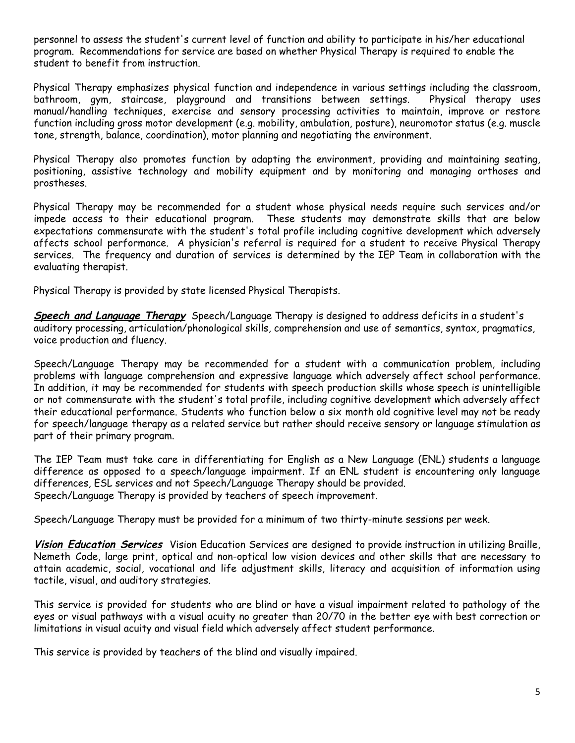personnel to assess the student's current level of function and ability to participate in his/her educational program. Recommendations for service are based on whether Physical Therapy is required to enable the student to benefit from instruction.

Physical Therapy emphasizes physical function and independence in various settings including the classroom, bathroom, gym, staircase, playground and transitions between settings. Physical therapy uses manual/handling techniques, exercise and sensory processing activities to maintain, improve or restore function including gross motor development (e.g. mobility, ambulation, posture), neuromotor status (e.g. muscle tone, strength, balance, coordination), motor planning and negotiating the environment.

Physical Therapy also promotes function by adapting the environment, providing and maintaining seating, positioning, assistive technology and mobility equipment and by monitoring and managing orthoses and prostheses.

Physical Therapy may be recommended for a student whose physical needs require such services and/or impede access to their educational program. These students may demonstrate skills that are below expectations commensurate with the student's total profile including cognitive development which adversely affects school performance. A physician's referral is required for a student to receive Physical Therapy services. The frequency and duration of services is determined by the IEP Team in collaboration with the evaluating therapist.

Physical Therapy is provided by state licensed Physical Therapists.

***Speech and Language Therapy*** Speech/Language Therapy is designed to address deficits in a student's auditory processing, articulation/phonological skills, comprehension and use of semantics, syntax, pragmatics, voice production and fluency.

Speech/Language Therapy may be recommended for a student with a communication problem, including problems with language comprehension and expressive language which adversely affect school performance. In addition, it may be recommended for students with speech production skills whose speech is unintelligible or not commensurate with the student's total profile, including cognitive development which adversely affect their educational performance. Students who function below a six month old cognitive level may not be ready for speech/language therapy as a related service but rather should receive sensory or language stimulation as part of their primary program.

The IEP Team must take care in differentiating for English as a New Language (ENL) students a language difference as opposed to a speech/language impairment. If an ENL student is encountering only language differences, ESL services and not Speech/Language Therapy should be provided.
Speech/Language Therapy is provided by teachers of speech improvement.

Speech/Language Therapy must be provided for a minimum of two thirty-minute sessions per week.

***Vision Education Services*** Vision Education Services are designed to provide instruction in utilizing Braille, Nemeth Code, large print, optical and non-optical low vision devices and other skills that are necessary to attain academic, social, vocational and life adjustment skills, literacy and acquisition of information using tactile, visual, and auditory strategies.

This service is provided for students who are blind or have a visual impairment related to pathology of the eyes or visual pathways with a visual acuity no greater than 20/70 in the better eye with best correction or limitations in visual acuity and visual field which adversely affect student performance.

This service is provided by teachers of the blind and visually impaired.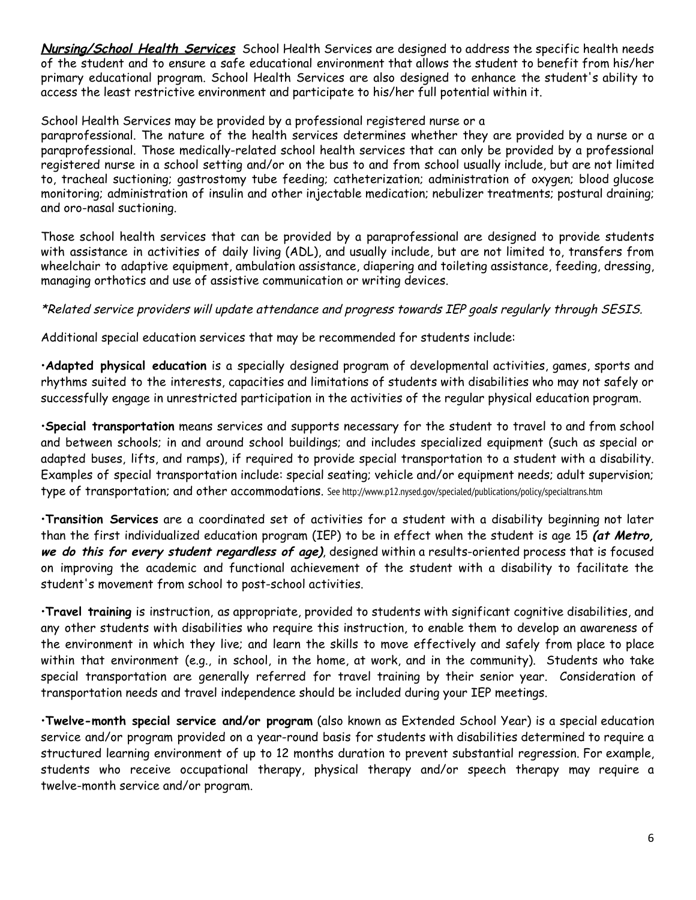***Nursing/School Health Services*** School Health Services are designed to address the specific health needs of the student and to ensure a safe educational environment that allows the student to benefit from his/her primary educational program. School Health Services are also designed to enhance the student's ability to access the least restrictive environment and participate to his/her full potential within it.

School Health Services may be provided by a professional registered nurse or a paraprofessional. The nature of the health services determines whether they are provided by a nurse or a paraprofessional. Those medically-related school health services that can only be provided by a professional registered nurse in a school setting and/or on the bus to and from school usually include, but are not limited to, tracheal suctioning; gastrostomy tube feeding; catheterization; administration of oxygen; blood glucose monitoring; administration of insulin and other injectable medication; nebulizer treatments; postural draining; and oro-nasal suctioning.

Those school health services that can be provided by a paraprofessional are designed to provide students with assistance in activities of daily living (ADL), and usually include, but are not limited to, transfers from wheelchair to adaptive equipment, ambulation assistance, diapering and toileting assistance, feeding, dressing, managing orthotics and use of assistive communication or writing devices.

*\*Related service providers will update attendance and progress towards IEP goals regularly through SESIS.*

Additional special education services that may be recommended for students include:

•**Adapted physical education** is a specially designed program of developmental activities, games, sports and rhythms suited to the interests, capacities and limitations of students with disabilities who may not safely or successfully engage in unrestricted participation in the activities of the regular physical education program.

•**Special transportation** means services and supports necessary for the student to travel to and from school and between schools; in and around school buildings; and includes specialized equipment (such as special or adapted buses, lifts, and ramps), if required to provide special transportation to a student with a disability. Examples of special transportation include: special seating; vehicle and/or equipment needs; adult supervision; type of transportation; and other accommodations. See http://www.p12.nysed.gov/specialed/publications/policy/specialtrans.htm

•**Transition Services** are a coordinated set of activities for a student with a disability beginning not later than the first individualized education program (IEP) to be in effect when the student is age 15 ***(at Metro, we do this for every student regardless of age)***, designed within a results-oriented process that is focused on improving the academic and functional achievement of the student with a disability to facilitate the student's movement from school to post-school activities.

•**Travel training** is instruction, as appropriate, provided to students with significant cognitive disabilities, and any other students with disabilities who require this instruction, to enable them to develop an awareness of the environment in which they live; and learn the skills to move effectively and safely from place to place within that environment (e.g., in school, in the home, at work, and in the community). Students who take special transportation are generally referred for travel training by their senior year. Consideration of transportation needs and travel independence should be included during your IEP meetings.

•**Twelve-month special service and/or program** (also known as Extended School Year) is a special education service and/or program provided on a year-round basis for students with disabilities determined to require a structured learning environment of up to 12 months duration to prevent substantial regression. For example, students who receive occupational therapy, physical therapy and/or speech therapy may require a twelve-month service and/or program.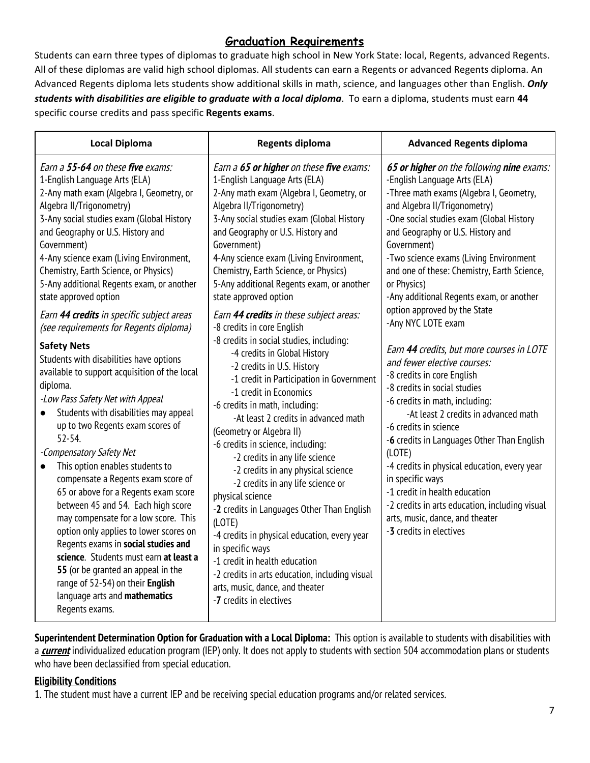## Graduation Requirements

Students can earn three types of diplomas to graduate high school in New York State: local, Regents, advanced Regents. All of these diplomas are valid high school diplomas. All students can earn a Regents or advanced Regents diploma. An Advanced Regents diploma lets students show additional skills in math, science, and languages other than English. ***Only students with disabilities are eligible to graduate with a local diploma***. To earn a diploma, students must earn **44** specific course credits and pass specific **Regents exams**.

| Local Diploma | Regents diploma | Advanced Regents diploma |
|---|---|---|
| *Earn a **55-64** on these **five** exams:*<br>1-English Language Arts (ELA)<br>2-Any math exam (Algebra I, Geometry, or Algebra II/Trigonometry)<br>3-Any social studies exam (Global History and Geography or U.S. History and Government)<br>4-Any science exam (Living Environment, Chemistry, Earth Science, or Physics)<br>5-Any additional Regents exam, or another state approved option<br><br>*Earn **44 credits** in specific subject areas (see requirements for Regents diploma)*<br><br>**Safety Nets**<br>Students with disabilities have options available to support acquisition of the local diploma.<br>*-Low Pass Safety Net with Appeal*<br>• Students with disabilities may appeal up to two Regents exam scores of 52-54.<br>*-Compensatory Safety Net*<br>• This option enables students to compensate a Regents exam score of 65 or above for a Regents exam score between 45 and 54. Each high score may compensate for a low score. This option only applies to lower scores on Regents exams in **social studies and science**. Students must earn **at least a 55** (or be granted an appeal in the range of 52-54) on their **English** language arts and **mathematics** Regents exams. | *Earn a **65 or higher** on these **five** exams:*<br>1-English Language Arts (ELA)<br>2-Any math exam (Algebra I, Geometry, or Algebra II/Trigonometry)<br>3-Any social studies exam (Global History and Geography or U.S. History and Government)<br>4-Any science exam (Living Environment, Chemistry, Earth Science, or Physics)<br>5-Any additional Regents exam, or another state approved option<br><br>*Earn **44 credits** in these subject areas:*<br>-8 credits in core English<br>-8 credits in social studies, including:<br>-4 credits in Global History<br>-2 credits in U.S. History<br>-1 credit in Participation in Government<br>-1 credit in Economics<br>-6 credits in math, including:<br>-At least 2 credits in advanced math (Geometry or Algebra II)<br>-6 credits in science, including:<br>-2 credits in any life science<br>-2 credits in any physical science<br>-2 credits in any life science or physical science<br>-**2** credits in Languages Other Than English (LOTE)<br>-4 credits in physical education, every year in specific ways<br>-1 credit in health education<br>-2 credits in arts education, including visual arts, music, dance, and theater<br>-**7** credits in electives | ***65 or higher** on the following **nine** exams:*<br>-English Language Arts (ELA)<br>-Three math exams (Algebra I, Geometry, and Algebra II/Trigonometry)<br>-One social studies exam (Global History and Geography or U.S. History and Government)<br>-Two science exams (Living Environment and one of these: Chemistry, Earth Science, or Physics)<br>-Any additional Regents exam, or another option approved by the State<br>-Any NYC LOTE exam<br><br>*Earn **44** credits, but more courses in LOTE and fewer elective courses:*<br>-8 credits in core English<br>-8 credits in social studies<br>-6 credits in math, including:<br>-At least 2 credits in advanced math<br>-6 credits in science<br>-**6** credits in Languages Other Than English (LOTE)<br>-4 credits in physical education, every year in specific ways<br>-1 credit in health education<br>-2 credits in arts education, including visual arts, music, dance, and theater<br>-**3** credits in electives |

**Superintendent Determination Option for Graduation with a Local Diploma:** This option is available to students with disabilities with a ***current*** individualized education program (IEP) only. It does not apply to students with section 504 accommodation plans or students who have been declassified from special education.

### Eligibility Conditions

1. The student must have a current IEP and be receiving special education programs and/or related services.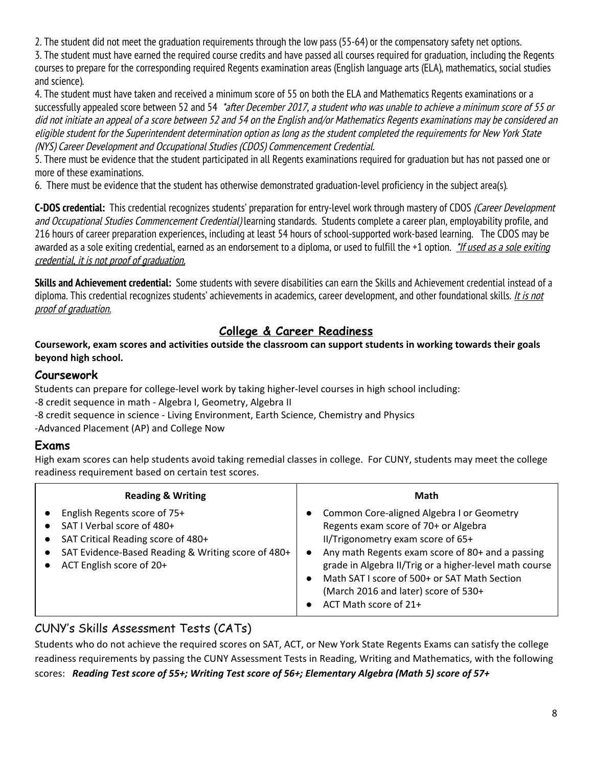2. The student did not meet the graduation requirements through the low pass (55-64) or the compensatory safety net options.
3. The student must have earned the required course credits and have passed all courses required for graduation, including the Regents courses to prepare for the corresponding required Regents examination areas (English language arts (ELA), mathematics, social studies and science).
4. The student must have taken and received a minimum score of 55 on both the ELA and Mathematics Regents examinations or a successfully appealed score between 52 and 54 *\*after December 2017, a student who was unable to achieve a minimum score of 55 or did not initiate an appeal of a score between 52 and 54 on the English and/or Mathematics Regents examinations may be considered an eligible student for the Superintendent determination option as long as the student completed the requirements for New York State (NYS) Career Development and Occupational Studies (CDOS) Commencement Credential.*
5. There must be evidence that the student participated in all Regents examinations required for graduation but has not passed one or more of these examinations.
6. There must be evidence that the student has otherwise demonstrated graduation-level proficiency in the subject area(s).

**C-DOS credential:** This credential recognizes students' preparation for entry-level work through mastery of CDOS *(Career Development and Occupational Studies Commencement Credential)* learning standards. Students complete a career plan, employability profile, and 216 hours of career preparation experiences, including at least 54 hours of school-supported work-based learning. The CDOS may be awarded as a sole exiting credential, earned as an endorsement to a diploma, or used to fulfill the +1 option. *<u>\*If used as a sole exiting credential, it is not proof of graduation.</u>*

**Skills and Achievement credential:** Some students with severe disabilities can earn the Skills and Achievement credential instead of a diploma. This credential recognizes students' achievements in academics, career development, and other foundational skills. *<u>It is not proof of graduation.</u>*

## College & Career Readiness

**Coursework, exam scores and activities outside the classroom can support students in working towards their goals beyond high school.**

### Coursework

Students can prepare for college-level work by taking higher-level courses in high school including:
-8 credit sequence in math - Algebra I, Geometry, Algebra II
-8 credit sequence in science - Living Environment, Earth Science, Chemistry and Physics
-Advanced Placement (AP) and College Now

### Exams

High exam scores can help students avoid taking remedial classes in college. For CUNY, students may meet the college readiness requirement based on certain test scores.

| Reading & Writing | Math |
|---|---|
| • English Regents score of 75+<br>• SAT I Verbal score of 480+<br>• SAT Critical Reading score of 480+<br>• SAT Evidence-Based Reading & Writing score of 480+<br>• ACT English score of 20+ | • Common Core-aligned Algebra I or Geometry Regents exam score of 70+ or Algebra II/Trigonometry exam score of 65+<br>• Any math Regents exam score of 80+ and a passing grade in Algebra II/Trig or a higher-level math course<br>• Math SAT I score of 500+ or SAT Math Section (March 2016 and later) score of 530+<br>• ACT Math score of 21+ |

### CUNY's Skills Assessment Tests (CATs)

Students who do not achieve the required scores on SAT, ACT, or New York State Regents Exams can satisfy the college readiness requirements by passing the CUNY Assessment Tests in Reading, Writing and Mathematics, with the following scores: ***Reading Test score of 55+; Writing Test score of 56+; Elementary Algebra (Math 5) score of 57+***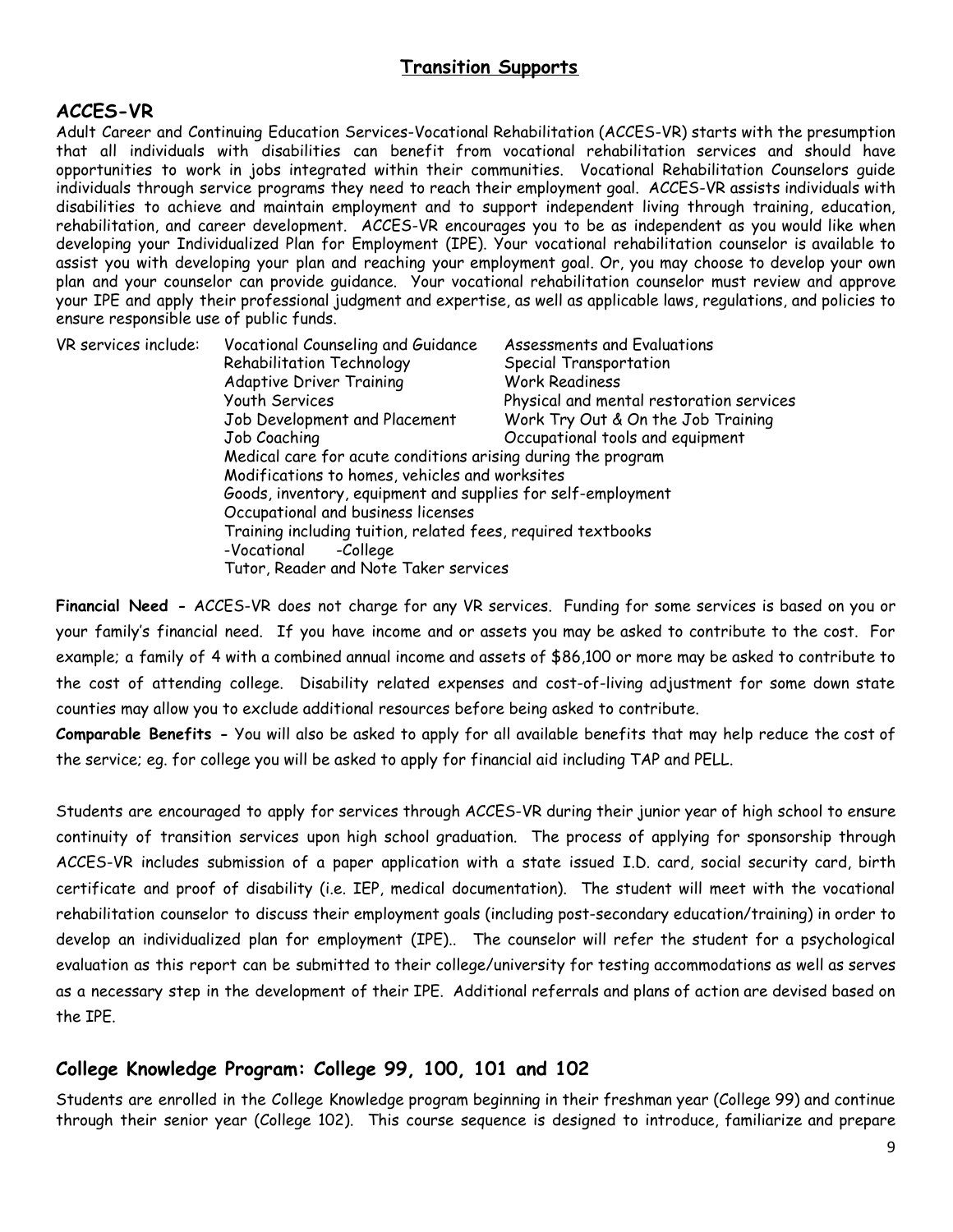## Transition Supports

### ACCES-VR

Adult Career and Continuing Education Services-Vocational Rehabilitation (ACCES-VR) starts with the presumption that all individuals with disabilities can benefit from vocational rehabilitation services and should have opportunities to work in jobs integrated within their communities. Vocational Rehabilitation Counselors guide individuals through service programs they need to reach their employment goal. ACCES-VR assists individuals with disabilities to achieve and maintain employment and to support independent living through training, education, rehabilitation, and career development. ACCES-VR encourages you to be as independent as you would like when developing your Individualized Plan for Employment (IPE). Your vocational rehabilitation counselor is available to assist you with developing your plan and reaching your employment goal. Or, you may choose to develop your own plan and your counselor can provide guidance. Your vocational rehabilitation counselor must review and approve your IPE and apply their professional judgment and expertise, as well as applicable laws, regulations, and policies to ensure responsible use of public funds.

VR services include:

- Vocational Counseling and Guidance
- Assessments and Evaluations
- Rehabilitation Technology
- Special Transportation
- Adaptive Driver Training
- Work Readiness
- Youth Services
- Physical and mental restoration services
- Job Development and Placement
- Work Try Out & On the Job Training
- Job Coaching
- Occupational tools and equipment
- Medical care for acute conditions arising during the program
- Modifications to homes, vehicles and worksites
- Goods, inventory, equipment and supplies for self-employment
- Occupational and business licenses
- Training including tuition, related fees, required textbooks
  - -Vocational
  - -College
- Tutor, Reader and Note Taker services

**Financial Need -** ACCES-VR does not charge for any VR services. Funding for some services is based on you or your family's financial need. If you have income and or assets you may be asked to contribute to the cost. For example; a family of 4 with a combined annual income and assets of $86,100 or more may be asked to contribute to the cost of attending college. Disability related expenses and cost-of-living adjustment for some down state counties may allow you to exclude additional resources before being asked to contribute.

**Comparable Benefits -** You will also be asked to apply for all available benefits that may help reduce the cost of the service; eg. for college you will be asked to apply for financial aid including TAP and PELL.

Students are encouraged to apply for services through ACCES-VR during their junior year of high school to ensure continuity of transition services upon high school graduation. The process of applying for sponsorship through ACCES-VR includes submission of a paper application with a state issued I.D. card, social security card, birth certificate and proof of disability (i.e. IEP, medical documentation). The student will meet with the vocational rehabilitation counselor to discuss their employment goals (including post-secondary education/training) in order to develop an individualized plan for employment (IPE).. The counselor will refer the student for a psychological evaluation as this report can be submitted to their college/university for testing accommodations as well as serves as a necessary step in the development of their IPE. Additional referrals and plans of action are devised based on the IPE.

### College Knowledge Program: College 99, 100, 101 and 102

Students are enrolled in the College Knowledge program beginning in their freshman year (College 99) and continue through their senior year (College 102). This course sequence is designed to introduce, familiarize and prepare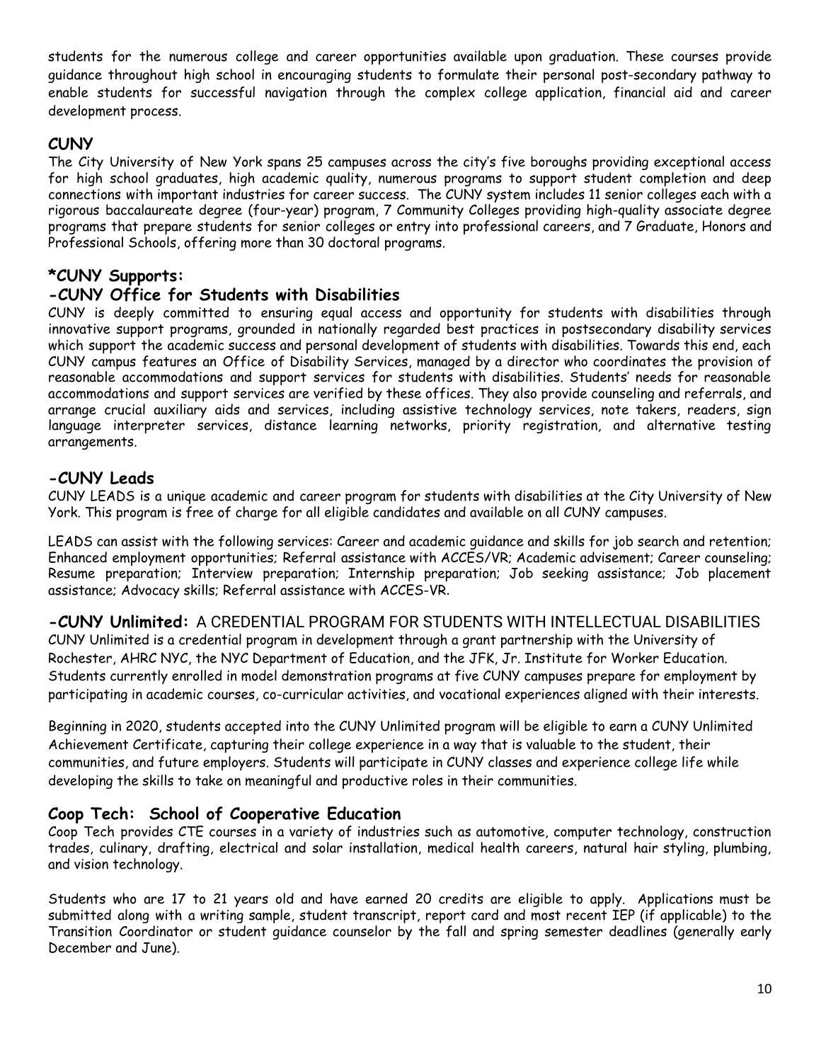students for the numerous college and career opportunities available upon graduation. These courses provide guidance throughout high school in encouraging students to formulate their personal post-secondary pathway to enable students for successful navigation through the complex college application, financial aid and career development process.

## CUNY

The City University of New York spans 25 campuses across the city's five boroughs providing exceptional access for high school graduates, high academic quality, numerous programs to support student completion and deep connections with important industries for career success. The CUNY system includes 11 senior colleges each with a rigorous baccalaureate degree (four-year) program, 7 Community Colleges providing high-quality associate degree programs that prepare students for senior colleges or entry into professional careers, and 7 Graduate, Honors and Professional Schools, offering more than 30 doctoral programs.

## *CUNY Supports:

## -CUNY Office for Students with Disabilities

CUNY is deeply committed to ensuring equal access and opportunity for students with disabilities through innovative support programs, grounded in nationally regarded best practices in postsecondary disability services which support the academic success and personal development of students with disabilities. Towards this end, each CUNY campus features an Office of Disability Services, managed by a director who coordinates the provision of reasonable accommodations and support services for students with disabilities. Students' needs for reasonable accommodations and support services are verified by these offices. They also provide counseling and referrals, and arrange crucial auxiliary aids and services, including assistive technology services, note takers, readers, sign language interpreter services, distance learning networks, priority registration, and alternative testing arrangements.

## -CUNY Leads

CUNY LEADS is a unique academic and career program for students with disabilities at the City University of New York. This program is free of charge for all eligible candidates and available on all CUNY campuses.

LEADS can assist with the following services: Career and academic guidance and skills for job search and retention; Enhanced employment opportunities; Referral assistance with ACCES/VR; Academic advisement; Career counseling; Resume preparation; Interview preparation; Internship preparation; Job seeking assistance; Job placement assistance; Advocacy skills; Referral assistance with ACCES-VR.

## -CUNY Unlimited: A CREDENTIAL PROGRAM FOR STUDENTS WITH INTELLECTUAL DISABILITIES

CUNY Unlimited is a credential program in development through a grant partnership with the University of Rochester, AHRC NYC, the NYC Department of Education, and the JFK, Jr. Institute for Worker Education. Students currently enrolled in model demonstration programs at five CUNY campuses prepare for employment by participating in academic courses, co-curricular activities, and vocational experiences aligned with their interests.

Beginning in 2020, students accepted into the CUNY Unlimited program will be eligible to earn a CUNY Unlimited Achievement Certificate, capturing their college experience in a way that is valuable to the student, their communities, and future employers. Students will participate in CUNY classes and experience college life while developing the skills to take on meaningful and productive roles in their communities.

## Coop Tech: School of Cooperative Education

Coop Tech provides CTE courses in a variety of industries such as automotive, computer technology, construction trades, culinary, drafting, electrical and solar installation, medical health careers, natural hair styling, plumbing, and vision technology.

Students who are 17 to 21 years old and have earned 20 credits are eligible to apply. Applications must be submitted along with a writing sample, student transcript, report card and most recent IEP (if applicable) to the Transition Coordinator or student guidance counselor by the fall and spring semester deadlines (generally early December and June).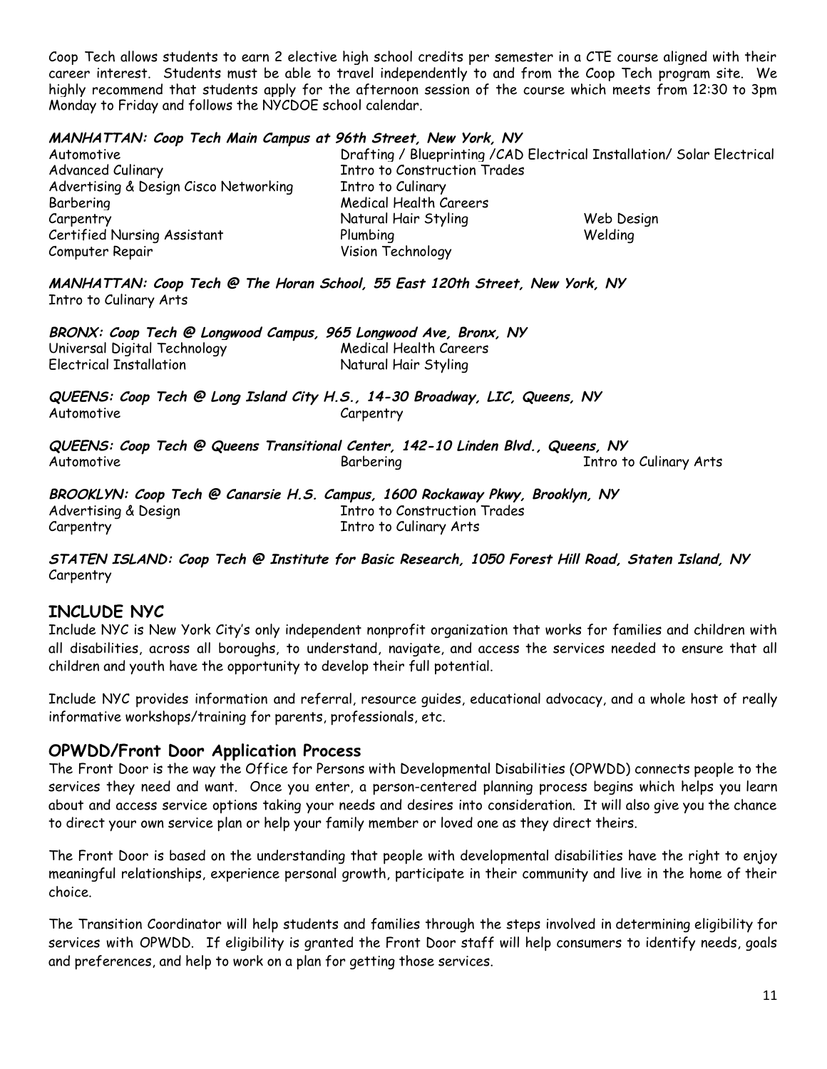Coop Tech allows students to earn 2 elective high school credits per semester in a CTE course aligned with their career interest. Students must be able to travel independently to and from the Coop Tech program site. We highly recommend that students apply for the afternoon session of the course which meets from 12:30 to 3pm Monday to Friday and follows the NYCDOE school calendar.

***MANHATTAN: Coop Tech Main Campus at 96th Street, New York, NY***

- Automotive
- Advanced Culinary
- Advertising & Design
- Cisco Networking
- Barbering
- Carpentry
- Certified Nursing Assistant
- Computer Repair
- Drafting / Blueprinting /CAD
- Electrical Installation/ Solar Electrical
- Intro to Construction Trades
- Intro to Culinary
- Medical Health Careers
- Natural Hair Styling
- Plumbing
- Vision Technology
- Web Design
- Welding

***MANHATTAN: Coop Tech @ The Horan School, 55 East 120th Street, New York, NY***

- Intro to Culinary Arts

***BRONX: Coop Tech @ Longwood Campus, 965 Longwood Ave, Bronx, NY***

- Universal Digital Technology
- Electrical Installation
- Medical Health Careers
- Natural Hair Styling

***QUEENS: Coop Tech @ Long Island City H.S., 14-30 Broadway, LIC, Queens, NY***

- Automotive
- Carpentry

***QUEENS: Coop Tech @ Queens Transitional Center, 142-10 Linden Blvd., Queens, NY***

- Automotive
- Barbering
- Intro to Culinary Arts

***BROOKLYN: Coop Tech @ Canarsie H.S. Campus, 1600 Rockaway Pkwy, Brooklyn, NY***

- Advertising & Design
- Carpentry
- Intro to Construction Trades
- Intro to Culinary Arts

***STATEN ISLAND: Coop Tech @ Institute for Basic Research, 1050 Forest Hill Road, Staten Island, NY***

- Carpentry

## INCLUDE NYC

Include NYC is New York City's only independent nonprofit organization that works for families and children with all disabilities, across all boroughs, to understand, navigate, and access the services needed to ensure that all children and youth have the opportunity to develop their full potential.

Include NYC provides information and referral, resource guides, educational advocacy, and a whole host of really informative workshops/training for parents, professionals, etc.

## OPWDD/Front Door Application Process

The Front Door is the way the Office for Persons with Developmental Disabilities (OPWDD) connects people to the services they need and want. Once you enter, a person-centered planning process begins which helps you learn about and access service options taking your needs and desires into consideration. It will also give you the chance to direct your own service plan or help your family member or loved one as they direct theirs.

The Front Door is based on the understanding that people with developmental disabilities have the right to enjoy meaningful relationships, experience personal growth, participate in their community and live in the home of their choice.

The Transition Coordinator will help students and families through the steps involved in determining eligibility for services with OPWDD. If eligibility is granted the Front Door staff will help consumers to identify needs, goals and preferences, and help to work on a plan for getting those services.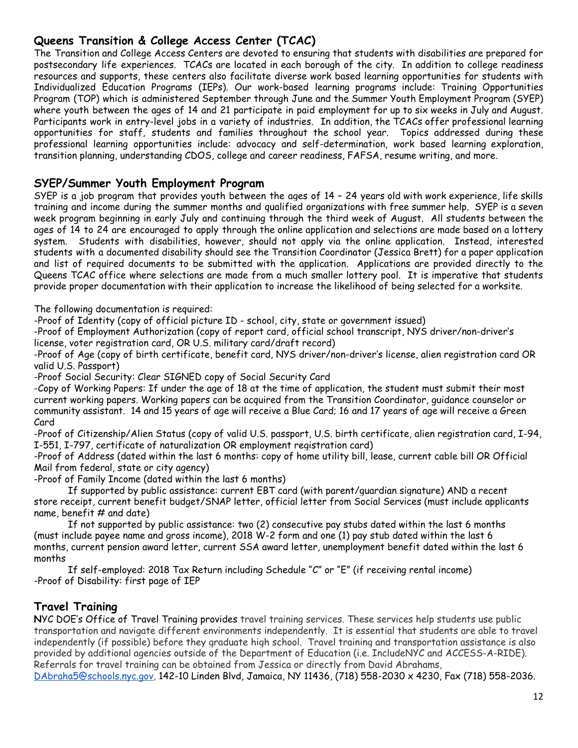## Queens Transition & College Access Center (TCAC)

The Transition and College Access Centers are devoted to ensuring that students with disabilities are prepared for postsecondary life experiences. TCACs are located in each borough of the city. In addition to college readiness resources and supports, these centers also facilitate diverse work based learning opportunities for students with Individualized Education Programs (IEPs). Our work-based learning programs include: Training Opportunities Program (TOP) which is administered September through June and the Summer Youth Employment Program (SYEP) where youth between the ages of 14 and 21 participate in paid employment for up to six weeks in July and August. Participants work in entry-level jobs in a variety of industries. In addition, the TCACs offer professional learning opportunities for staff, students and families throughout the school year. Topics addressed during these professional learning opportunities include: advocacy and self-determination, work based learning exploration, transition planning, understanding CDOS, college and career readiness, FAFSA, resume writing, and more.

## SYEP/Summer Youth Employment Program

SYEP is a job program that provides youth between the ages of 14 – 24 years old with work experience, life skills training and income during the summer months and qualified organizations with free summer help. SYEP is a seven week program beginning in early July and continuing through the third week of August. All students between the ages of 14 to 24 are encouraged to apply through the online application and selections are made based on a lottery system. Students with disabilities, however, should not apply via the online application. Instead, interested students with a documented disability should see the Transition Coordinator (Jessica Brett) for a paper application and list of required documents to be submitted with the application. Applications are provided directly to the Queens TCAC office where selections are made from a much smaller lottery pool. It is imperative that students provide proper documentation with their application to increase the likelihood of being selected for a worksite.

The following documentation is required:

-Proof of Identity (copy of official picture ID - school, city, state or government issued)

-Proof of Employment Authorization (copy of report card, official school transcript, NYS driver/non-driver's license, voter registration card, OR U.S. military card/draft record)

-Proof of Age (copy of birth certificate, benefit card, NYS driver/non-driver's license, alien registration card OR valid U.S. Passport)

-Proof Social Security: Clear SIGNED copy of Social Security Card

-Copy of Working Papers: If under the age of 18 at the time of application, the student must submit their most current working papers. Working papers can be acquired from the Transition Coordinator, guidance counselor or community assistant. 14 and 15 years of age will receive a Blue Card; 16 and 17 years of age will receive a Green Card

-Proof of Citizenship/Alien Status (copy of valid U.S. passport, U.S. birth certificate, alien registration card, I-94, I-551, I-797, certificate of naturalization OR employment registration card)

-Proof of Address (dated within the last 6 months: copy of home utility bill, lease, current cable bill OR Official Mail from federal, state or city agency)

-Proof of Family Income (dated within the last 6 months)

If supported by public assistance: current EBT card (with parent/guardian signature) AND a recent store receipt, current benefit budget/SNAP letter, official letter from Social Services (must include applicants name, benefit # and date)

If not supported by public assistance: two (2) consecutive pay stubs dated within the last 6 months (must include payee name and gross income), 2018 W-2 form and one (1) pay stub dated within the last 6 months, current pension award letter, current SSA award letter, unemployment benefit dated within the last 6 months

If self-employed: 2018 Tax Return including Schedule "C" or "E" (if receiving rental income)

-Proof of Disability: first page of IEP

## Travel Training

NYC DOE's Office of Travel Training provides travel training services. These services help students use public transportation and navigate different environments independently. It is essential that students are able to travel independently (if possible) before they graduate high school. Travel training and transportation assistance is also provided by additional agencies outside of the Department of Education (i.e. IncludeNYC and ACCESS-A-RIDE). Referrals for travel training can be obtained from Jessica or directly from David Abrahams, DAbraha5@schools.nyc.gov, 142-10 Linden Blvd, Jamaica, NY 11436, (718) 558-2030 x 4230, Fax (718) 558-2036.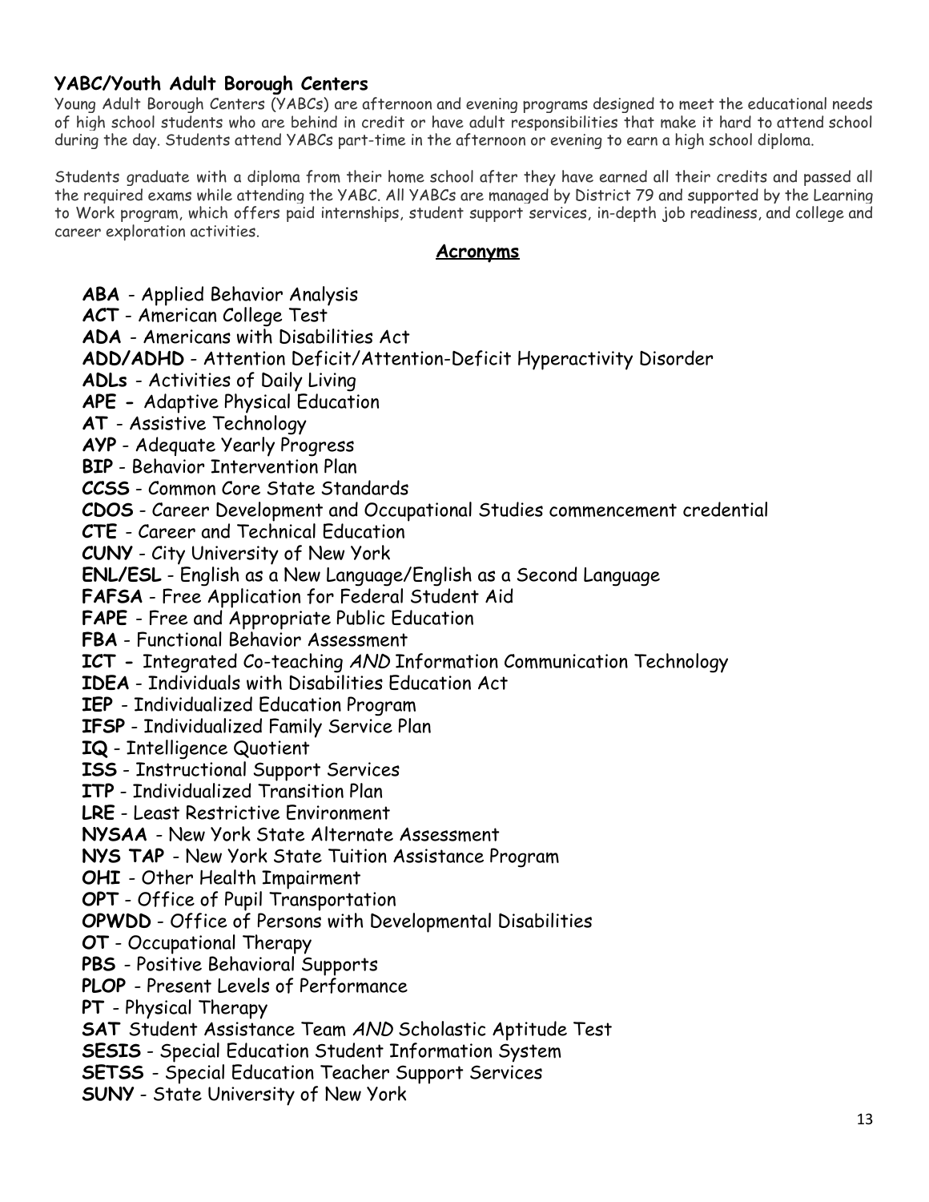### YABC/Youth Adult Borough Centers

Young Adult Borough Centers (YABCs) are afternoon and evening programs designed to meet the educational needs of high school students who are behind in credit or have adult responsibilities that make it hard to attend school during the day. Students attend YABCs part-time in the afternoon or evening to earn a high school diploma.

Students graduate with a diploma from their home school after they have earned all their credits and passed all the required exams while attending the YABC. All YABCs are managed by District 79 and supported by the Learning to Work program, which offers paid internships, student support services, in-depth job readiness, and college and career exploration activities.

## Acronyms

**ABA** - Applied Behavior Analysis
**ACT** - American College Test
**ADA** - Americans with Disabilities Act
**ADD/ADHD** - Attention Deficit/Attention-Deficit Hyperactivity Disorder
**ADLs** - Activities of Daily Living
**APE -** Adaptive Physical Education
**AT** - Assistive Technology
**AYP** - Adequate Yearly Progress
**BIP** - Behavior Intervention Plan
**CCSS** - Common Core State Standards
**CDOS** - Career Development and Occupational Studies commencement credential
**CTE** - Career and Technical Education
**CUNY** - City University of New York
**ENL/ESL** - English as a New Language/English as a Second Language
**FAFSA** - Free Application for Federal Student Aid
**FAPE** - Free and Appropriate Public Education
**FBA** - Functional Behavior Assessment
**ICT -** Integrated Co-teaching *AND* Information Communication Technology
**IDEA** - Individuals with Disabilities Education Act
**IEP** - Individualized Education Program
**IFSP** - Individualized Family Service Plan
**IQ** - Intelligence Quotient
**ISS** - Instructional Support Services
**ITP** - Individualized Transition Plan
**LRE** - Least Restrictive Environment
**NYSAA** - New York State Alternate Assessment
**NYS TAP** - New York State Tuition Assistance Program
**OHI** - Other Health Impairment
**OPT** - Office of Pupil Transportation
**OPWDD** - Office of Persons with Developmental Disabilities
**OT** - Occupational Therapy
**PBS** - Positive Behavioral Supports
**PLOP** - Present Levels of Performance
**PT** - Physical Therapy
**SAT** Student Assistance Team *AND* Scholastic Aptitude Test
**SESIS** - Special Education Student Information System
**SETSS** - Special Education Teacher Support Services
**SUNY** - State University of New York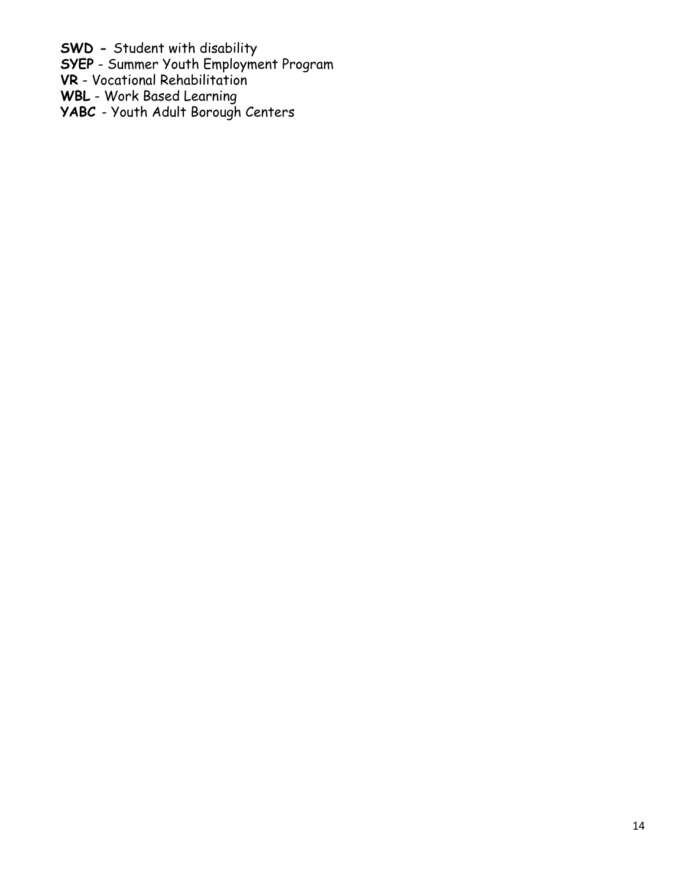**SWD -** Student with disability
**SYEP** - Summer Youth Employment Program
**VR** - Vocational Rehabilitation
**WBL** - Work Based Learning
**YABC** - Youth Adult Borough Centers